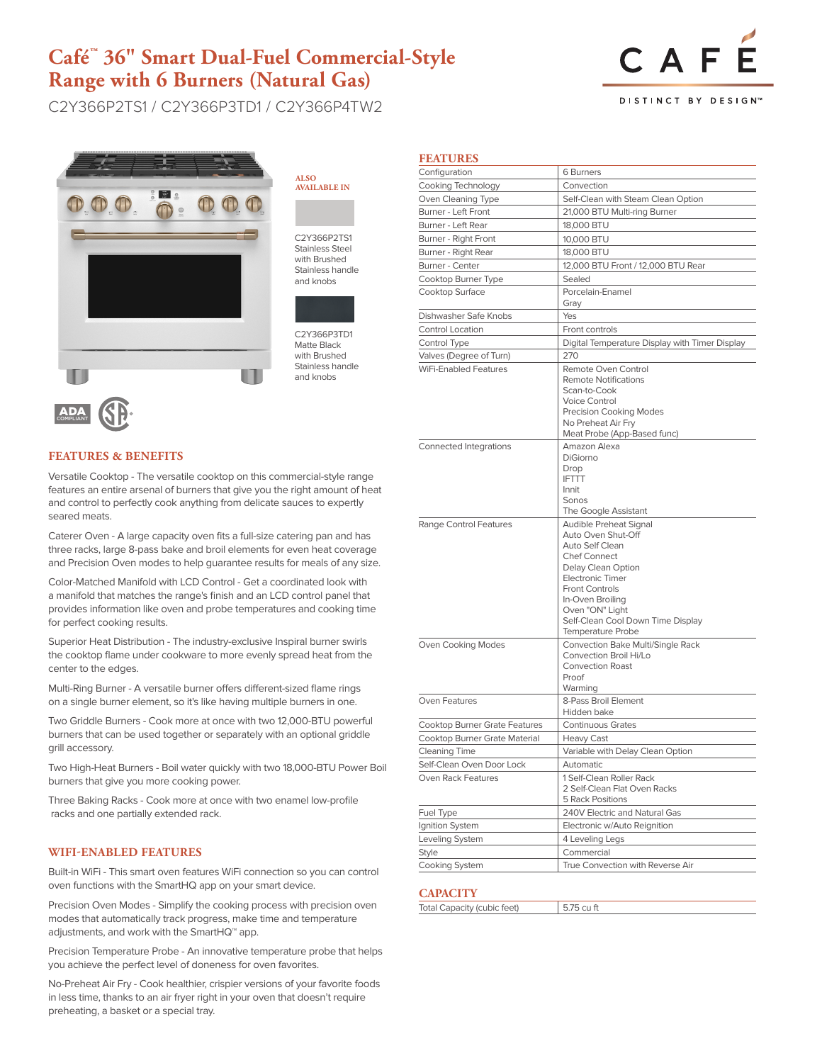# Café™ 36" Smart Dual-Fuel Commercial-Style Range with 6 Burners (Natural Gas)

C2Y366P2TS1 / C2Y366P3TD1 / C2Y366P4TW2

CAFÉ

DISTINCT BY DESIGN™

**ALSO AVAILABLE IN**

C2Y366P2TS1 Stainless Steel with Brushed Stainless handle and knobs

C2Y366P3TD1 Matte Black with Brushed Stainless handle and knobs

## FEATURES & BENEFITS

Versatile Cooktop - The versatile cooktop on this commercial-style range features an entire arsenal of burners that give you the right amount of heat and control to perfectly cook anything from delicate sauces to expertly seared meats.

Caterer Oven - A large capacity oven fits a full-size catering pan and has three racks, large 8-pass bake and broil elements for even heat coverage and Precision Oven modes to help guarantee results for meals of any size.

Color-Matched Manifold with LCD Control - Get a coordinated look with a manifold that matches the range's finish and an LCD control panel that provides information like oven and probe temperatures and cooking time for perfect cooking results.

Superior Heat Distribution - The industry-exclusive Inspiral burner swirls the cooktop flame under cookware to more evenly spread heat from the center to the edges.

Multi-Ring Burner - A versatile burner offers different-sized flame rings on a single burner element, so it's like having multiple burners in one.

Two Griddle Burners - Cook more at once with two 12,000-BTU powerful burners that can be used together or separately with an optional griddle grill accessory.

Two High-Heat Burners - Boil water quickly with two 18,000-BTU Power Boil burners that give you more cooking power.

Three Baking Racks - Cook more at once with two enamel low-profile racks and one partially extended rack.

## WIFI-ENABLED FEATURES

Built-in WiFi - This smart oven features WiFi connection so you can control oven functions with the SmartHQ app on your smart device.

Precision Oven Modes - Simplify the cooking process with precision oven modes that automatically track progress, make time and temperature adjustments, and work with the SmartHQ™ app.

Precision Temperature Probe - An innovative temperature probe that helps you achieve the perfect level of doneness for oven favorites.

No-Preheat Air Fry - Cook healthier, crispier versions of your favorite foods in less time, thanks to an air fryer right in your oven that doesn't require preheating, a basket or a special tray.

## FEATURES

| | |
|---|---|
| Configuration | 6 Burners |
| Cooking Technology | Convection |
| Oven Cleaning Type | Self-Clean with Steam Clean Option |
| Burner - Left Front | 21,000 BTU Multi-ring Burner |
| Burner - Left Rear | 18,000 BTU |
| Burner - Right Front | 10,000 BTU |
| Burner - Right Rear | 18,000 BTU |
| Burner - Center | 12,000 BTU Front / 12,000 BTU Rear |
| Cooktop Burner Type | Sealed |
| Cooktop Surface | Porcelain-Enamel Gray |
| Dishwasher Safe Knobs | Yes |
| Control Location | Front controls |
| Control Type | Digital Temperature Display with Timer Display |
| Valves (Degree of Turn) | 270 |
| WiFi-Enabled Features | Remote Oven Control<br>Remote Notifications<br>Scan-to-Cook<br>Voice Control<br>Precision Cooking Modes<br>No Preheat Air Fry<br>Meat Probe (App-Based func) |
| Connected Integrations | Amazon Alexa<br>DiGiorno<br>Drop<br>IFTTT<br>Innit<br>Sonos<br>The Google Assistant |
| Range Control Features | Audible Preheat Signal<br>Auto Oven Shut-Off<br>Auto Self Clean<br>Chef Connect<br>Delay Clean Option<br>Electronic Timer<br>Front Controls<br>In-Oven Broiling<br>Oven "ON" Light<br>Self-Clean Cool Down Time Display<br>Temperature Probe |
| Oven Cooking Modes | Convection Bake Multi/Single Rack<br>Convection Broil Hi/Lo<br>Convection Roast<br>Proof<br>Warming |
| Oven Features | 8-Pass Broil Element<br>Hidden bake |
| Cooktop Burner Grate Features | Continuous Grates |
| Cooktop Burner Grate Material | Heavy Cast |
| Cleaning Time | Variable with Delay Clean Option |
| Self-Clean Oven Door Lock | Automatic |
| Oven Rack Features | 1 Self-Clean Roller Rack<br>2 Self-Clean Flat Oven Racks<br>5 Rack Positions |
| Fuel Type | 240V Electric and Natural Gas |
| Ignition System | Electronic w/Auto Reignition |
| Leveling System | 4 Leveling Legs |
| Style | Commercial |
| Cooking System | True Convection with Reverse Air |

## CAPACITY

| | |
|---|---|
| Total Capacity (cubic feet) | 5.75 cu ft |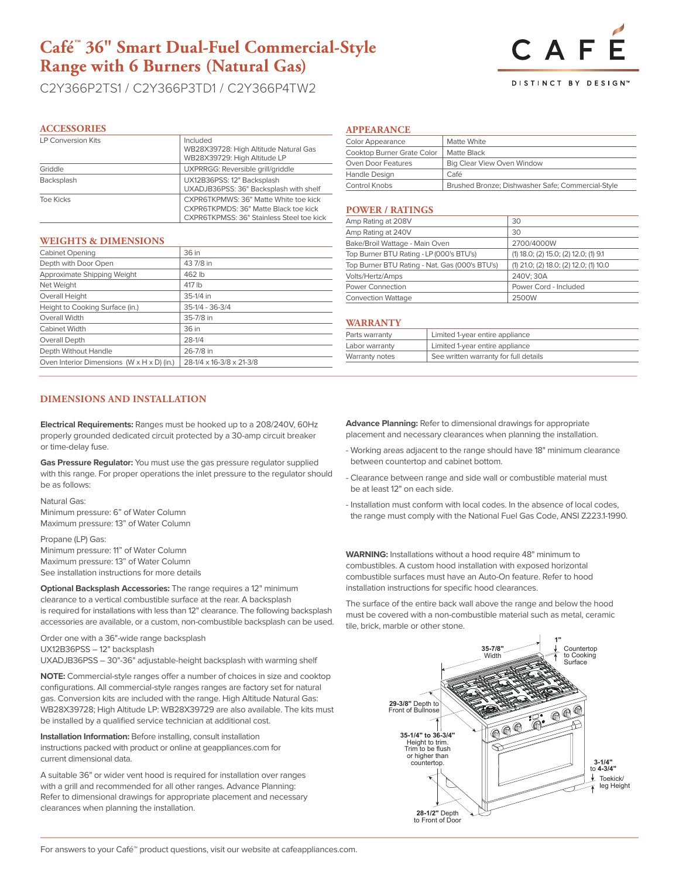# Café™ 36" Smart Dual-Fuel Commercial-Style Range with 6 Burners (Natural Gas)

C2Y366P2TS1 / C2Y366P3TD1 / C2Y366P4TW2

CAFÉ

DISTINCT BY DESIGN™

## ACCESSORIES

| | |
|---|---|
| LP Conversion Kits | Included<br>WB28X39728: High Altitude Natural Gas<br>WB28X39729: High Altitude LP |
| Griddle | UXPRRGG: Reversible grill/griddle |
| Backsplash | UX12B36PSS: 12" Backsplash<br>UXADJB36PSS: 36" Backsplash with shelf |
| Toe Kicks | CXPR6TKPMWS: 36" Matte White toe kick<br>CXPR6TKPMDS: 36" Matte Black toe kick<br>CXPR6TKPMSS: 36" Stainless Steel toe kick |

## WEIGHTS & DIMENSIONS

| | |
|---|---|
| Cabinet Opening | 36 in |
| Depth with Door Open | 43 7/8 in |
| Approximate Shipping Weight | 462 lb |
| Net Weight | 417 lb |
| Overall Height | 35-1/4 in |
| Height to Cooking Surface (in.) | 35-1/4 - 36-3/4 |
| Overall Width | 35-7/8 in |
| Cabinet Width | 36 in |
| Overall Depth | 28-1/4 |
| Depth Without Handle | 26-7/8 in |
| Oven Interior Dimensions (W x H x D) (in.) | 28-1/4 x 16-3/8 x 21-3/8 |

## APPEARANCE

| | |
|---|---|
| Color Appearance | Matte White |
| Cooktop Burner Grate Color | Matte Black |
| Oven Door Features | Big Clear View Oven Window |
| Handle Design | Café |
| Control Knobs | Brushed Bronze; Dishwasher Safe; Commercial-Style |

## POWER / RATINGS

| | |
|---|---|
| Amp Rating at 208V | 30 |
| Amp Rating at 240V | 30 |
| Bake/Broil Wattage - Main Oven | 2700/4000W |
| Top Burner BTU Rating - LP (000's BTU's) | (1) 18.0; (2) 15.0; (2) 12.0; (1) 9.1 |
| Top Burner BTU Rating - Nat. Gas (000's BTU's) | (1) 21.0; (2) 18.0; (2) 12.0; (1) 10.0 |
| Volts/Hertz/Amps | 240V; 30A |
| Power Connection | Power Cord - Included |
| Convection Wattage | 2500W |

## WARRANTY

| | |
|---|---|
| Parts warranty | Limited 1-year entire appliance |
| Labor warranty | Limited 1-year entire appliance |
| Warranty notes | See written warranty for full details |

## DIMENSIONS AND INSTALLATION

**Electrical Requirements:** Ranges must be hooked up to a 208/240V, 60Hz properly grounded dedicated circuit protected by a 30-amp circuit breaker or time-delay fuse.

**Gas Pressure Regulator:** You must use the gas pressure regulator supplied with this range. For proper operations the inlet pressure to the regulator should be as follows:

Natural Gas:
Minimum pressure: 6" of Water Column
Maximum pressure: 13" of Water Column

Propane (LP) Gas:
Minimum pressure: 11" of Water Column
Maximum pressure: 13" of Water Column
See installation instructions for more details

**Optional Backsplash Accessories:** The range requires a 12" minimum clearance to a vertical combustible surface at the rear. A backsplash is required for installations with less than 12" clearance. The following backsplash accessories are available, or a custom, non-combustible backsplash can be used.

Order one with a 36"-wide range backsplash
UX12B36PSS – 12" backsplash
UXADJB36PSS – 30"-36" adjustable-height backsplash with warming shelf

**NOTE:** Commercial-style ranges offer a number of choices in size and cooktop configurations. All commercial-style ranges ranges are factory set for natural gas. Conversion kits are included with the range. High Altitude Natural Gas: WB28X39728; High Altitude LP: WB28X39729 are also available. The kits must be installed by a qualified service technician at additional cost.

**Installation Information:** Before installing, consult installation instructions packed with product or online at geappliances.com for current dimensional data.

A suitable 36" or wider vent hood is required for installation over ranges with a grill and recommended for all other ranges. Advance Planning: Refer to dimensional drawings for appropriate placement and necessary clearances when planning the installation.

**Advance Planning:** Refer to dimensional drawings for appropriate placement and necessary clearances when planning the installation.

- Working areas adjacent to the range should have 18" minimum clearance between countertop and cabinet bottom.
- Clearance between range and side wall or combustible material must be at least 12" on each side.
- Installation must conform with local codes. In the absence of local codes, the range must comply with the National Fuel Gas Code, ANSI Z223.1-1990.

**WARNING:** Installations without a hood require 48" minimum to combustibles. A custom hood installation with exposed horizontal combustible surfaces must have an Auto-On feature. Refer to hood installation instructions for specific hood clearances.

The surface of the entire back wall above the range and below the hood must be covered with a non-combustible material such as metal, ceramic tile, brick, marble or other stone.

35-7/8" Width

1" Countertop to Cooking Surface

29-3/8" Depth to Front of Bullnose

35-1/4" to 36-3/4" Height to trim. Trim to be flush or higher than countertop.

3-1/4" to 4-3/4" Toekick/leg Height

28-1/2" Depth to Front of Door

For answers to your Café™ product questions, visit our website at cafeappliances.com.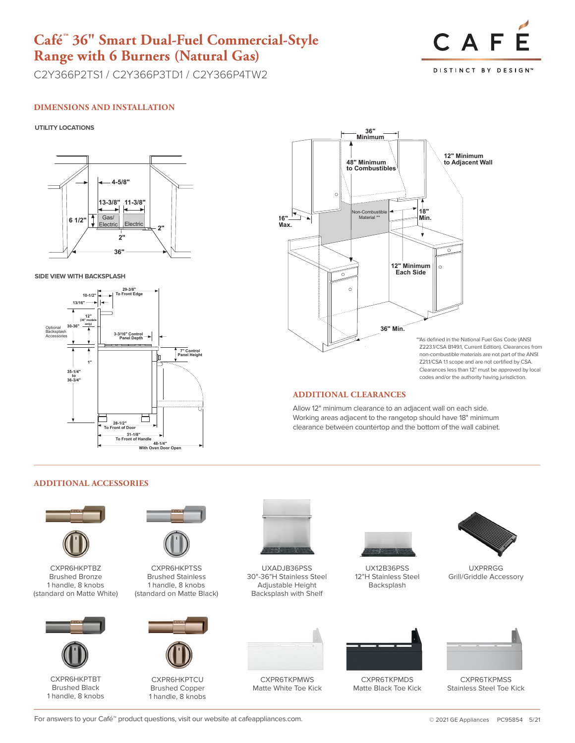# Café™ 36" Smart Dual-Fuel Commercial-Style Range with 6 Burners (Natural Gas)

C2Y366P2TS1 / C2Y366P3TD1 / C2Y366P4TW2

CAFÉ

DISTINCT BY DESIGN™

## DIMENSIONS AND INSTALLATION

### UTILITY LOCATIONS

4-5/8"

13-3/8"

11-3/8"

6 1/2"

Gas/ Electric

Electric

2"

2"

36"

### SIDE VIEW WITH BACKSPLASH

29-3/8" To Front Edge

10-1/2"

13/16"

12" (36" models only)

Optional Backsplash Accessories

30-36"

3-3/16" Control Panel Depth

7" Control Panel Height

1"

35-1/4" to 36-3/4"

28-1/2" To Front of Door

31-1/8" To Front of Handle

48-1/4" With Oven Door Open

36" Minimum

48" Minimum to Combustibles

12" Minimum to Adjacent Wall

16" Max.

Non-Combustible Material **

18" Min.

12" Minimum Each Side

36" Min.

**As defined in the National Fuel Gas Code (ANSI Z223.1/CSA B149.1, Current Edition). Clearances from non-combustible materials are not part of the ANSI Z21.1/CSA 1.1 scope and are not certified by CSA. Clearances less than 12" must be approved by local codes and/or the authority having jurisdiction.

## ADDITIONAL CLEARANCES

Allow 12" minimum clearance to an adjacent wall on each side. Working areas adjacent to the rangetop should have 18" minimum clearance between countertop and the bottom of the wall cabinet.

## ADDITIONAL ACCESSORIES

CXPR6HKPTBZ
Brushed Bronze
1 handle, 8 knobs
(standard on Matte White)

CXPR6HKPTSS
Brushed Stainless
1 handle, 8 knobs
(standard on Matte Black)

UXADJB36PSS
30"-36"H Stainless Steel Adjustable Height Backsplash with Shelf

UX12B36PSS
12"H Stainless Steel Backsplash

UXPRRGG
Grill/Griddle Accessory

CXPR6HKPTBT
Brushed Black
1 handle, 8 knobs

CXPR6HKPTCU
Brushed Copper
1 handle, 8 knobs

CXPR6TKPMWS
Matte White Toe Kick

CXPR6TKPMDS
Matte Black Toe Kick

CXPR6TKPMSS
Stainless Steel Toe Kick

For answers to your Café™ product questions, visit our website at cafeappliances.com.

© 2021 GE Appliances PC95854 5/21